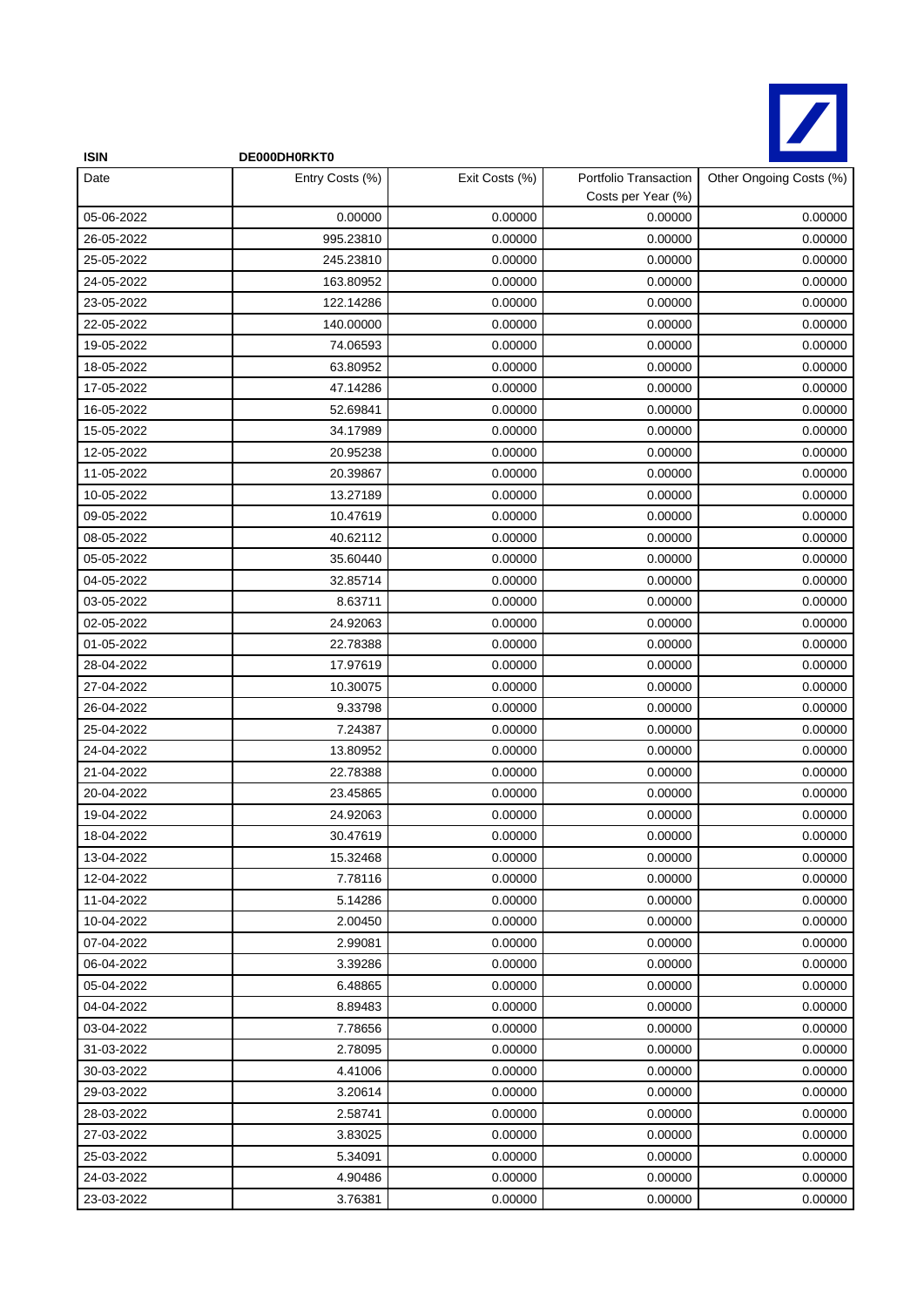| ISIN | DE000DH0RKT0 | | | |
|---|---|---|---|---|
| Date | Entry Costs (%) | Exit Costs (%) | Portfolio Transaction Costs per Year (%) | Other Ongoing Costs (%) |
| 05-06-2022 | 0.00000 | 0.00000 | 0.00000 | 0.00000 |
| 26-05-2022 | 995.23810 | 0.00000 | 0.00000 | 0.00000 |
| 25-05-2022 | 245.23810 | 0.00000 | 0.00000 | 0.00000 |
| 24-05-2022 | 163.80952 | 0.00000 | 0.00000 | 0.00000 |
| 23-05-2022 | 122.14286 | 0.00000 | 0.00000 | 0.00000 |
| 22-05-2022 | 140.00000 | 0.00000 | 0.00000 | 0.00000 |
| 19-05-2022 | 74.06593 | 0.00000 | 0.00000 | 0.00000 |
| 18-05-2022 | 63.80952 | 0.00000 | 0.00000 | 0.00000 |
| 17-05-2022 | 47.14286 | 0.00000 | 0.00000 | 0.00000 |
| 16-05-2022 | 52.69841 | 0.00000 | 0.00000 | 0.00000 |
| 15-05-2022 | 34.17989 | 0.00000 | 0.00000 | 0.00000 |
| 12-05-2022 | 20.95238 | 0.00000 | 0.00000 | 0.00000 |
| 11-05-2022 | 20.39867 | 0.00000 | 0.00000 | 0.00000 |
| 10-05-2022 | 13.27189 | 0.00000 | 0.00000 | 0.00000 |
| 09-05-2022 | 10.47619 | 0.00000 | 0.00000 | 0.00000 |
| 08-05-2022 | 40.62112 | 0.00000 | 0.00000 | 0.00000 |
| 05-05-2022 | 35.60440 | 0.00000 | 0.00000 | 0.00000 |
| 04-05-2022 | 32.85714 | 0.00000 | 0.00000 | 0.00000 |
| 03-05-2022 | 8.63711 | 0.00000 | 0.00000 | 0.00000 |
| 02-05-2022 | 24.92063 | 0.00000 | 0.00000 | 0.00000 |
| 01-05-2022 | 22.78388 | 0.00000 | 0.00000 | 0.00000 |
| 28-04-2022 | 17.97619 | 0.00000 | 0.00000 | 0.00000 |
| 27-04-2022 | 10.30075 | 0.00000 | 0.00000 | 0.00000 |
| 26-04-2022 | 9.33798 | 0.00000 | 0.00000 | 0.00000 |
| 25-04-2022 | 7.24387 | 0.00000 | 0.00000 | 0.00000 |
| 24-04-2022 | 13.80952 | 0.00000 | 0.00000 | 0.00000 |
| 21-04-2022 | 22.78388 | 0.00000 | 0.00000 | 0.00000 |
| 20-04-2022 | 23.45865 | 0.00000 | 0.00000 | 0.00000 |
| 19-04-2022 | 24.92063 | 0.00000 | 0.00000 | 0.00000 |
| 18-04-2022 | 30.47619 | 0.00000 | 0.00000 | 0.00000 |
| 13-04-2022 | 15.32468 | 0.00000 | 0.00000 | 0.00000 |
| 12-04-2022 | 7.78116 | 0.00000 | 0.00000 | 0.00000 |
| 11-04-2022 | 5.14286 | 0.00000 | 0.00000 | 0.00000 |
| 10-04-2022 | 2.00450 | 0.00000 | 0.00000 | 0.00000 |
| 07-04-2022 | 2.99081 | 0.00000 | 0.00000 | 0.00000 |
| 06-04-2022 | 3.39286 | 0.00000 | 0.00000 | 0.00000 |
| 05-04-2022 | 6.48865 | 0.00000 | 0.00000 | 0.00000 |
| 04-04-2022 | 8.89483 | 0.00000 | 0.00000 | 0.00000 |
| 03-04-2022 | 7.78656 | 0.00000 | 0.00000 | 0.00000 |
| 31-03-2022 | 2.78095 | 0.00000 | 0.00000 | 0.00000 |
| 30-03-2022 | 4.41006 | 0.00000 | 0.00000 | 0.00000 |
| 29-03-2022 | 3.20614 | 0.00000 | 0.00000 | 0.00000 |
| 28-03-2022 | 2.58741 | 0.00000 | 0.00000 | 0.00000 |
| 27-03-2022 | 3.83025 | 0.00000 | 0.00000 | 0.00000 |
| 25-03-2022 | 5.34091 | 0.00000 | 0.00000 | 0.00000 |
| 24-03-2022 | 4.90486 | 0.00000 | 0.00000 | 0.00000 |
| 23-03-2022 | 3.76381 | 0.00000 | 0.00000 | 0.00000 |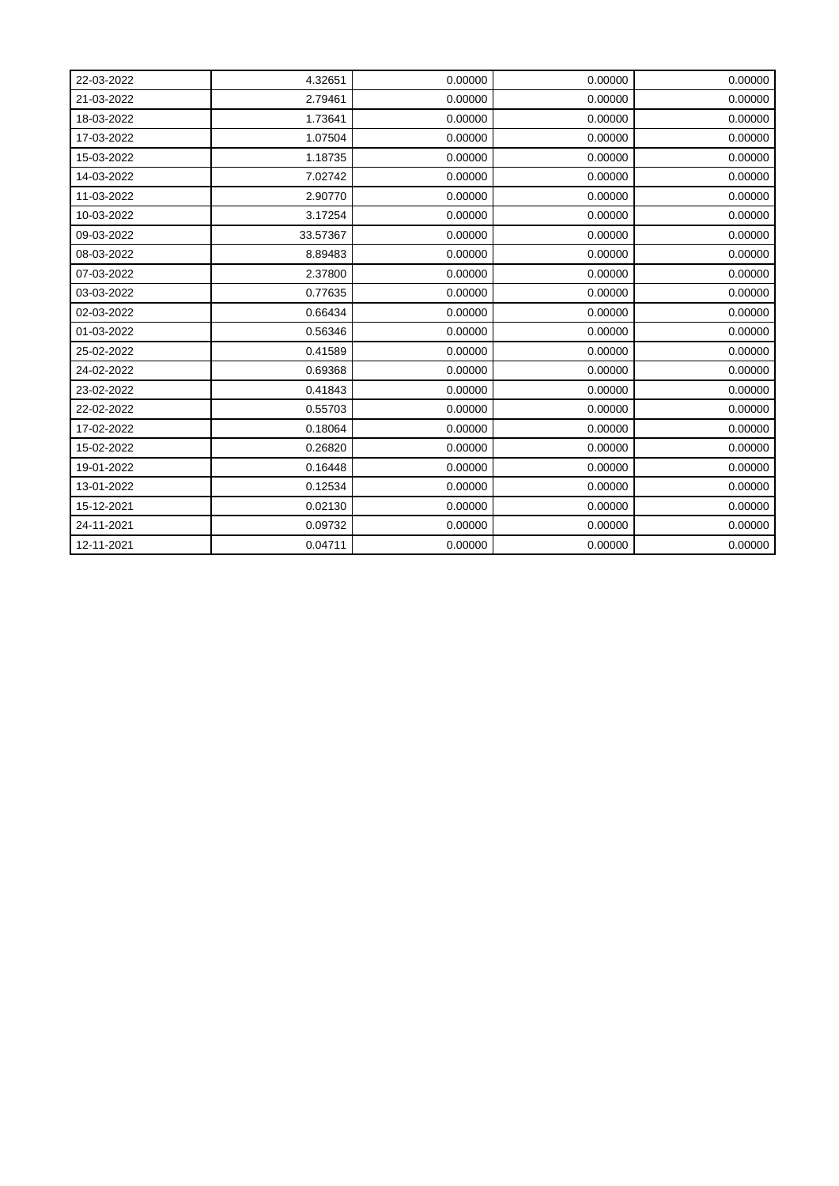| | | | | |
|---|---|---|---|---|
| 22-03-2022 | 4.32651 | 0.00000 | 0.00000 | 0.00000 |
| 21-03-2022 | 2.79461 | 0.00000 | 0.00000 | 0.00000 |
| 18-03-2022 | 1.73641 | 0.00000 | 0.00000 | 0.00000 |
| 17-03-2022 | 1.07504 | 0.00000 | 0.00000 | 0.00000 |
| 15-03-2022 | 1.18735 | 0.00000 | 0.00000 | 0.00000 |
| 14-03-2022 | 7.02742 | 0.00000 | 0.00000 | 0.00000 |
| 11-03-2022 | 2.90770 | 0.00000 | 0.00000 | 0.00000 |
| 10-03-2022 | 3.17254 | 0.00000 | 0.00000 | 0.00000 |
| 09-03-2022 | 33.57367 | 0.00000 | 0.00000 | 0.00000 |
| 08-03-2022 | 8.89483 | 0.00000 | 0.00000 | 0.00000 |
| 07-03-2022 | 2.37800 | 0.00000 | 0.00000 | 0.00000 |
| 03-03-2022 | 0.77635 | 0.00000 | 0.00000 | 0.00000 |
| 02-03-2022 | 0.66434 | 0.00000 | 0.00000 | 0.00000 |
| 01-03-2022 | 0.56346 | 0.00000 | 0.00000 | 0.00000 |
| 25-02-2022 | 0.41589 | 0.00000 | 0.00000 | 0.00000 |
| 24-02-2022 | 0.69368 | 0.00000 | 0.00000 | 0.00000 |
| 23-02-2022 | 0.41843 | 0.00000 | 0.00000 | 0.00000 |
| 22-02-2022 | 0.55703 | 0.00000 | 0.00000 | 0.00000 |
| 17-02-2022 | 0.18064 | 0.00000 | 0.00000 | 0.00000 |
| 15-02-2022 | 0.26820 | 0.00000 | 0.00000 | 0.00000 |
| 19-01-2022 | 0.16448 | 0.00000 | 0.00000 | 0.00000 |
| 13-01-2022 | 0.12534 | 0.00000 | 0.00000 | 0.00000 |
| 15-12-2021 | 0.02130 | 0.00000 | 0.00000 | 0.00000 |
| 24-11-2021 | 0.09732 | 0.00000 | 0.00000 | 0.00000 |
| 12-11-2021 | 0.04711 | 0.00000 | 0.00000 | 0.00000 |